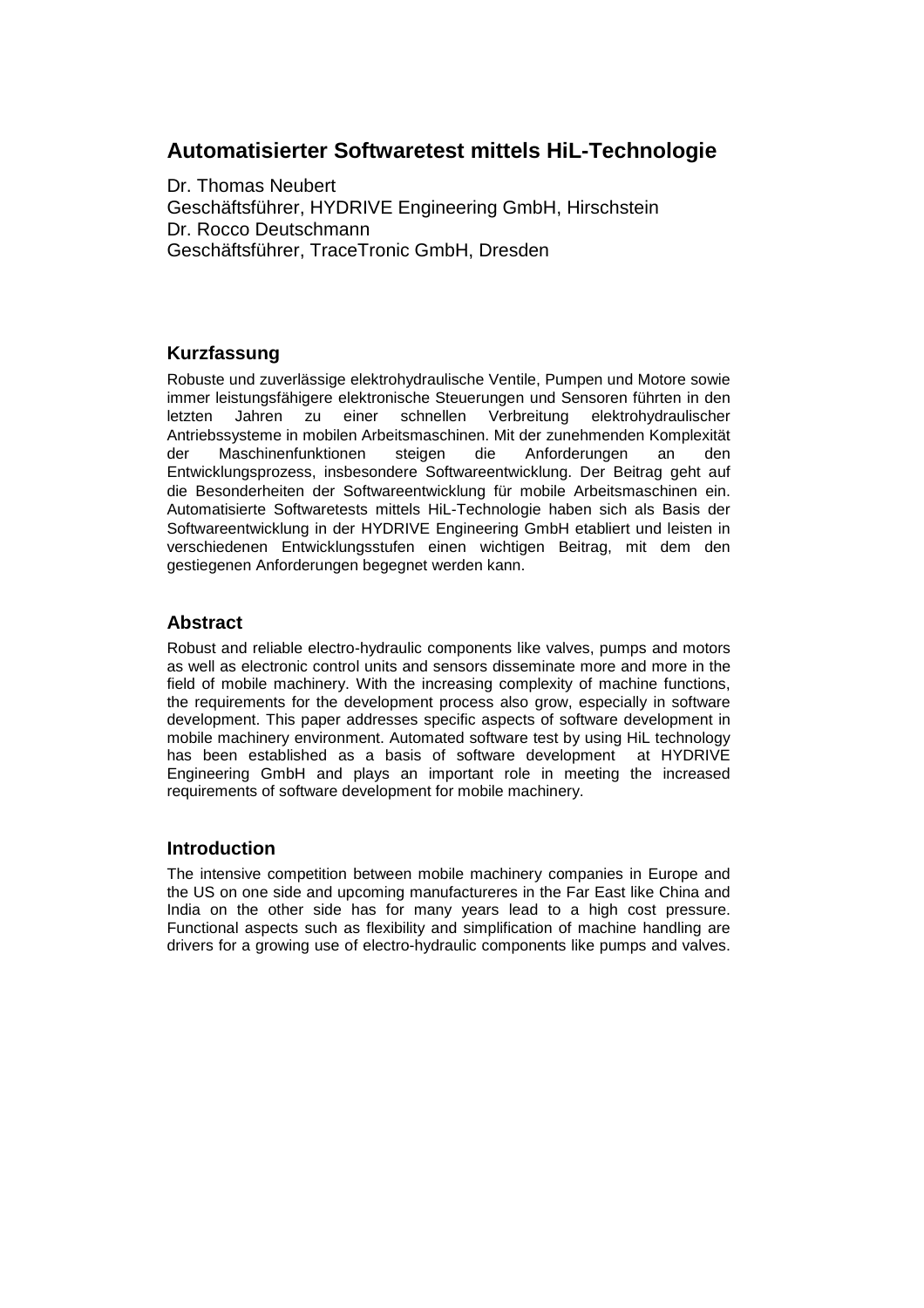# Automatisierter Softwaretest mittels HiL-Technologie

Dr. Thomas Neubert
Geschäftsführer, HYDRIVE Engineering GmbH, Hirschstein
Dr. Rocco Deutschmann
Geschäftsführer, TraceTronic GmbH, Dresden

## Kurzfassung

Robuste und zuverlässige elektrohydraulische Ventile, Pumpen und Motore sowie immer leistungsfähigere elektronische Steuerungen und Sensoren führten in den letzten Jahren zu einer schnellen Verbreitung elektrohydraulischer Antriebssysteme in mobilen Arbeitsmaschinen. Mit der zunehmenden Komplexität der Maschinenfunktionen steigen die Anforderungen an den Entwicklungsprozess, insbesondere Softwareentwicklung. Der Beitrag geht auf die Besonderheiten der Softwareentwicklung für mobile Arbeitsmaschinen ein. Automatisierte Softwaretests mittels HiL-Technologie haben sich als Basis der Softwareentwicklung in der HYDRIVE Engineering GmbH etabliert und leisten in verschiedenen Entwicklungsstufen einen wichtigen Beitrag, mit dem den gestiegenen Anforderungen begegnet werden kann.

## Abstract

Robust and reliable electro-hydraulic components like valves, pumps and motors as well as electronic control units and sensors disseminate more and more in the field of mobile machinery. With the increasing complexity of machine functions, the requirements for the development process also grow, especially in software development. This paper addresses specific aspects of software development in mobile machinery environment. Automated software test by using HiL technology has been established as a basis of software development at HYDRIVE Engineering GmbH and plays an important role in meeting the increased requirements of software development for mobile machinery.

## Introduction

The intensive competition between mobile machinery companies in Europe and the US on one side and upcoming manufactureres in the Far East like China and India on the other side has for many years lead to a high cost pressure. Functional aspects such as flexibility and simplification of machine handling are drivers for a growing use of electro-hydraulic components like pumps and valves.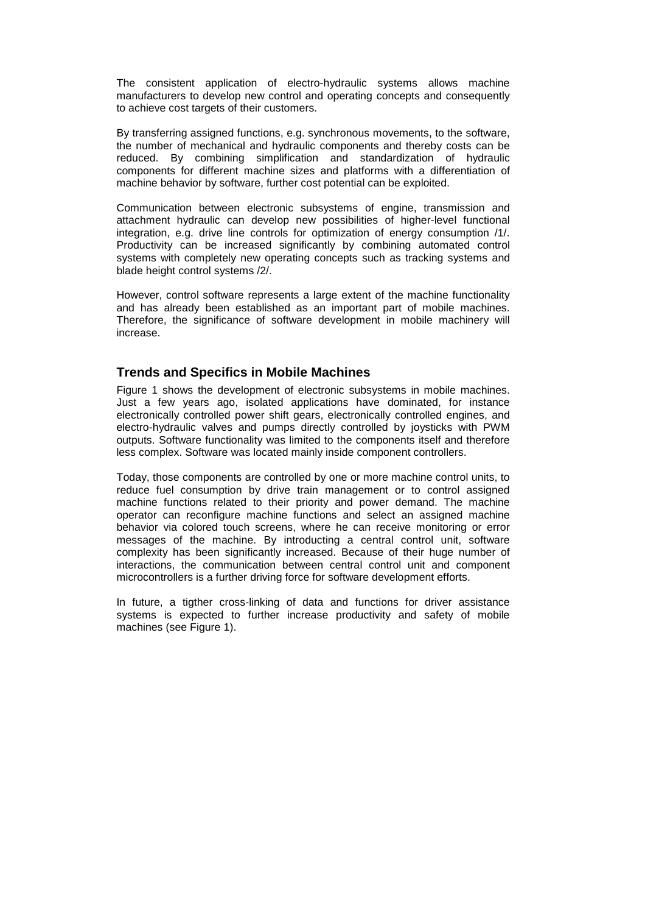The consistent application of electro-hydraulic systems allows machine manufacturers to develop new control and operating concepts and consequently to achieve cost targets of their customers.

By transferring assigned functions, e.g. synchronous movements, to the software, the number of mechanical and hydraulic components and thereby costs can be reduced. By combining simplification and standardization of hydraulic components for different machine sizes and platforms with a differentiation of machine behavior by software, further cost potential can be exploited.

Communication between electronic subsystems of engine, transmission and attachment hydraulic can develop new possibilities of higher-level functional integration, e.g. drive line controls for optimization of energy consumption /1/. Productivity can be increased significantly by combining automated control systems with completely new operating concepts such as tracking systems and blade height control systems /2/.

However, control software represents a large extent of the machine functionality and has already been established as an important part of mobile machines. Therefore, the significance of software development in mobile machinery will increase.

## Trends and Specifics in Mobile Machines

Figure 1 shows the development of electronic subsystems in mobile machines. Just a few years ago, isolated applications have dominated, for instance electronically controlled power shift gears, electronically controlled engines, and electro-hydraulic valves and pumps directly controlled by joysticks with PWM outputs. Software functionality was limited to the components itself and therefore less complex. Software was located mainly inside component controllers.

Today, those components are controlled by one or more machine control units, to reduce fuel consumption by drive train management or to control assigned machine functions related to their priority and power demand. The machine operator can reconfigure machine functions and select an assigned machine behavior via colored touch screens, where he can receive monitoring or error messages of the machine. By introducting a central control unit, software complexity has been significantly increased. Because of their huge number of interactions, the communication between central control unit and component microcontrollers is a further driving force for software development efforts.

In future, a tigther cross-linking of data and functions for driver assistance systems is expected to further increase productivity and safety of mobile machines (see Figure 1).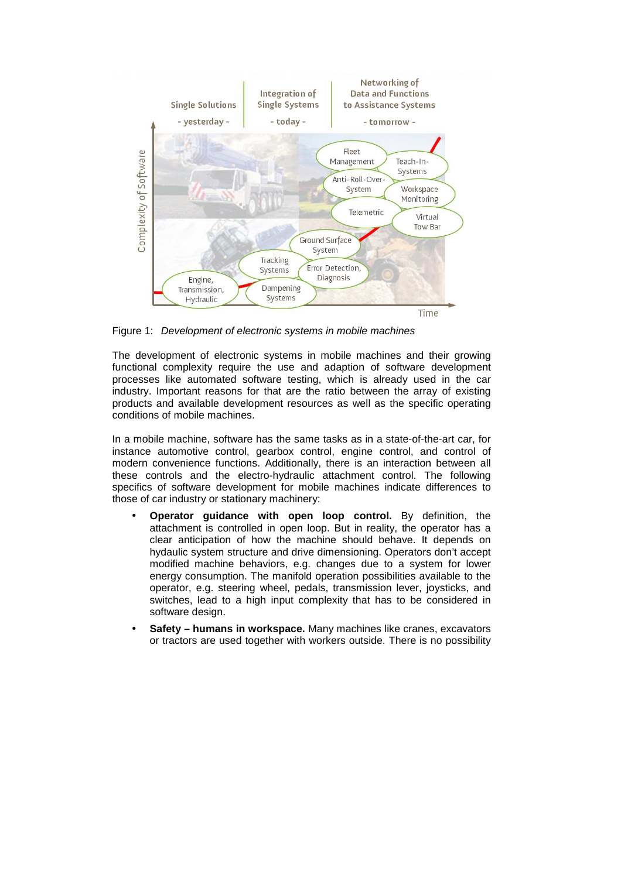Single Solutions

- yesterday -

Integration of Single Systems

- today -

Networking of Data and Functions to Assistance Systems

- tomorrow -

Complexity of Software

Fleet Management

Teach-In-Systems

Anti-Roll-Over-System

Workspace Monitoring

Telemetric

Virtual Tow Bar

Ground Surface System

Tracking Systems

Error Detection, Diagnosis

Engine, Transmission, Hydraulic

Dampening Systems

Time

Figure 1: *Development of electronic systems in mobile machines*

The development of electronic systems in mobile machines and their growing functional complexity require the use and adaption of software development processes like automated software testing, which is already used in the car industry. Important reasons for that are the ratio between the array of existing products and available development resources as well as the specific operating conditions of mobile machines.

In a mobile machine, software has the same tasks as in a state-of-the-art car, for instance automotive control, gearbox control, engine control, and control of modern convenience functions. Additionally, there is an interaction between all these controls and the electro-hydraulic attachment control. The following specifics of software development for mobile machines indicate differences to those of car industry or stationary machinery:

- **Operator guidance with open loop control.** By definition, the attachment is controlled in open loop. But in reality, the operator has a clear anticipation of how the machine should behave. It depends on hydaulic system structure and drive dimensioning. Operators don't accept modified machine behaviors, e.g. changes due to a system for lower energy consumption. The manifold operation possibilities available to the operator, e.g. steering wheel, pedals, transmission lever, joysticks, and switches, lead to a high input complexity that has to be considered in software design.
- **Safety – humans in workspace.** Many machines like cranes, excavators or tractors are used together with workers outside. There is no possibility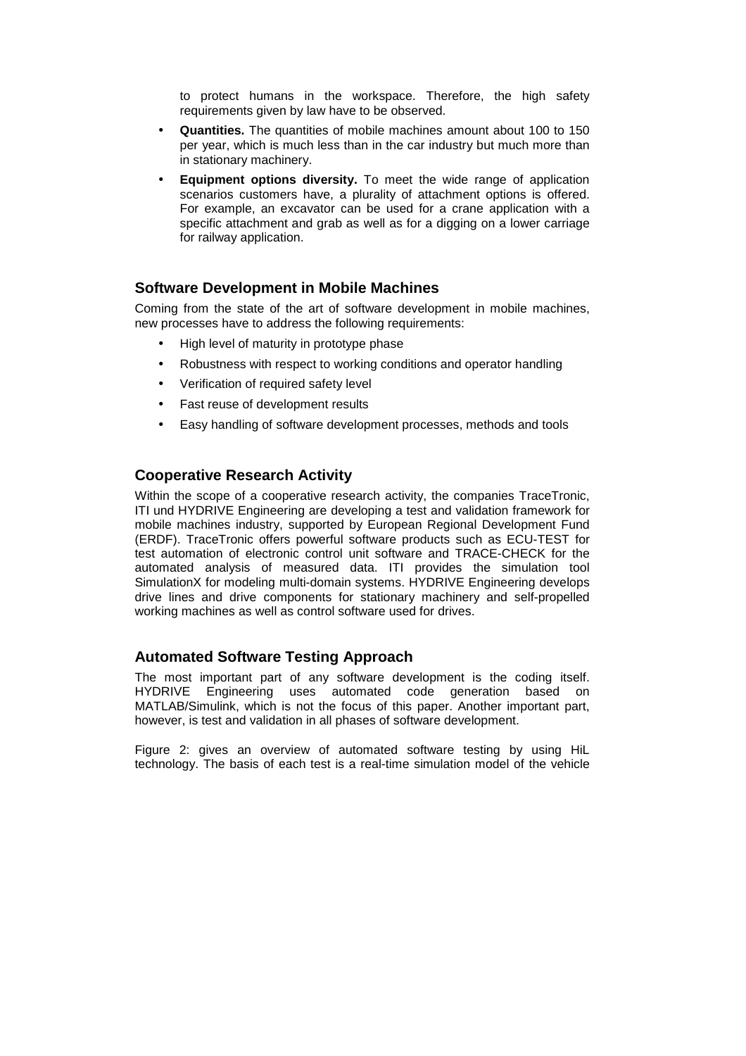to protect humans in the workspace. Therefore, the high safety requirements given by law have to be observed.

- **Quantities.** The quantities of mobile machines amount about 100 to 150 per year, which is much less than in the car industry but much more than in stationary machinery.
- **Equipment options diversity.** To meet the wide range of application scenarios customers have, a plurality of attachment options is offered. For example, an excavator can be used for a crane application with a specific attachment and grab as well as for a digging on a lower carriage for railway application.

## Software Development in Mobile Machines

Coming from the state of the art of software development in mobile machines, new processes have to address the following requirements:

- High level of maturity in prototype phase
- Robustness with respect to working conditions and operator handling
- Verification of required safety level
- Fast reuse of development results
- Easy handling of software development processes, methods and tools

## Cooperative Research Activity

Within the scope of a cooperative research activity, the companies TraceTronic, ITI und HYDRIVE Engineering are developing a test and validation framework for mobile machines industry, supported by European Regional Development Fund (ERDF). TraceTronic offers powerful software products such as ECU-TEST for test automation of electronic control unit software and TRACE-CHECK for the automated analysis of measured data. ITI provides the simulation tool SimulationX for modeling multi-domain systems. HYDRIVE Engineering develops drive lines and drive components for stationary machinery and self-propelled working machines as well as control software used for drives.

## Automated Software Testing Approach

The most important part of any software development is the coding itself. HYDRIVE Engineering uses automated code generation based on MATLAB/Simulink, which is not the focus of this paper. Another important part, however, is test and validation in all phases of software development.

Figure 2: gives an overview of automated software testing by using HiL technology. The basis of each test is a real-time simulation model of the vehicle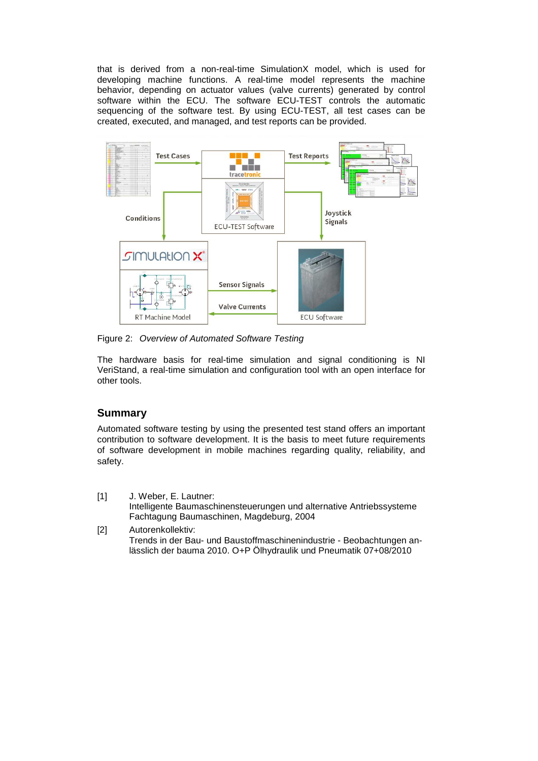that is derived from a non-real-time SimulationX model, which is used for developing machine functions. A real-time model represents the machine behavior, depending on actuator values (valve currents) generated by control software within the ECU. The software ECU-TEST controls the automatic sequencing of the software test. By using ECU-TEST, all test cases can be created, executed, and managed, and test reports can be provided.

Test Cases

Test Reports

tracetronic

Conditions

Joystick Signals

ECU-TEST Software

SIMULATION X

Sensor Signals

Valve Currents

RT Machine Model

ECU Software

Figure 2: *Overview of Automated Software Testing*

The hardware basis for real-time simulation and signal conditioning is NI VeriStand, a real-time simulation and configuration tool with an open interface for other tools.

## Summary

Automated software testing by using the presented test stand offers an important contribution to software development. It is the basis to meet future requirements of software development in mobile machines regarding quality, reliability, and safety.

[1] J. Weber, E. Lautner:
Intelligente Baumaschinensteuerungen und alternative Antriebssysteme Fachtagung Baumaschinen, Magdeburg, 2004

[2] Autorenkollektiv:
Trends in der Bau- und Baustoffmaschinenindustrie - Beobachtungen anlässlich der bauma 2010. O+P Ölhydraulik und Pneumatik 07+08/2010